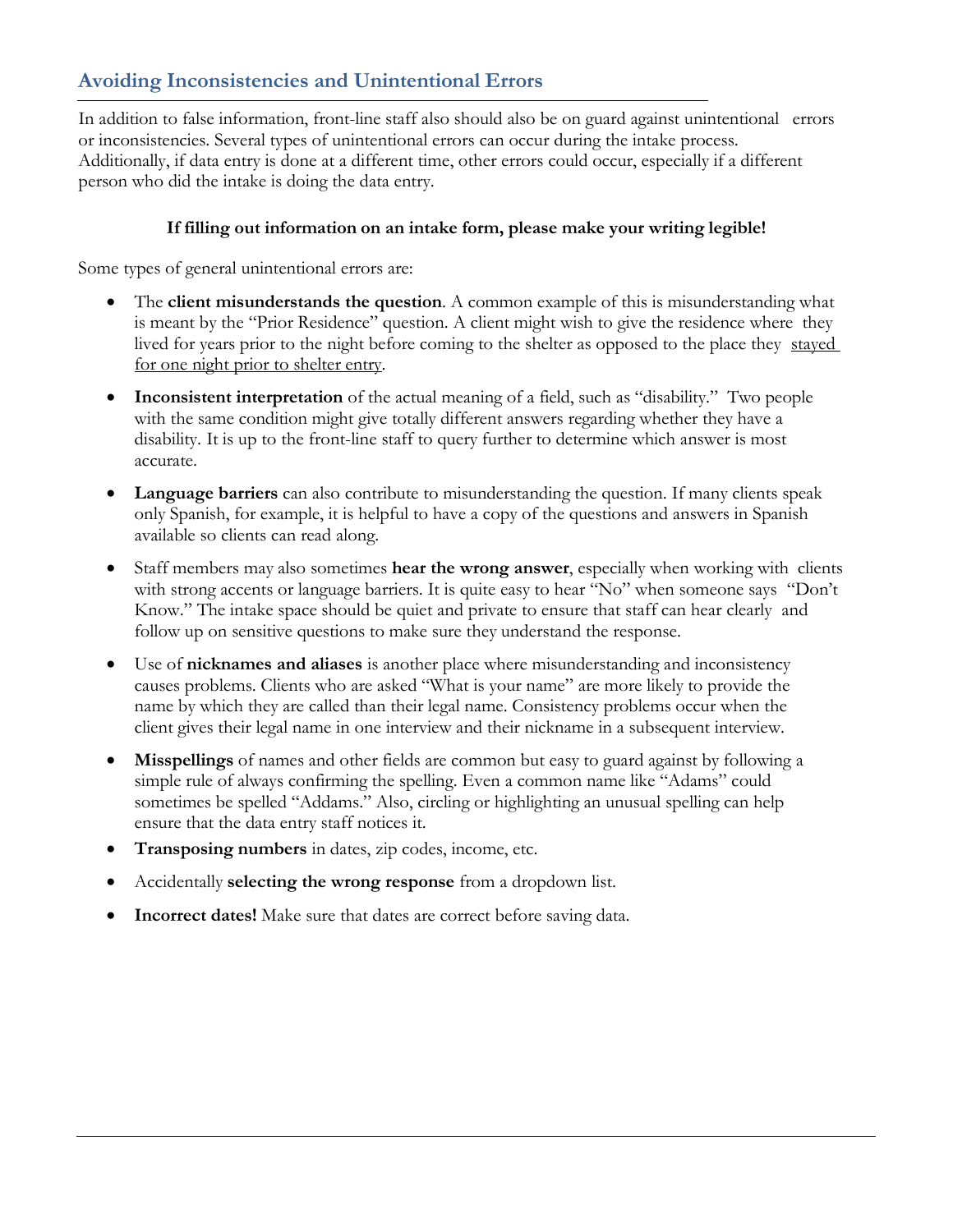## Avoiding Inconsistencies and Unintentional Errors

In addition to false information, front-line staff also should also be on guard against unintentional errors or inconsistencies. Several types of unintentional errors can occur during the intake process. Additionally, if data entry is done at a different time, other errors could occur, especially if a different person who did the intake is doing the data entry.

**If filling out information on an intake form, please make your writing legible!**

Some types of general unintentional errors are:

- The **client misunderstands the question**. A common example of this is misunderstanding what is meant by the "Prior Residence" question. A client might wish to give the residence where they lived for years prior to the night before coming to the shelter as opposed to the place they <u>stayed for one night prior to shelter entry</u>.
- **Inconsistent interpretation** of the actual meaning of a field, such as "disability." Two people with the same condition might give totally different answers regarding whether they have a disability. It is up to the front-line staff to query further to determine which answer is most accurate.
- **Language barriers** can also contribute to misunderstanding the question. If many clients speak only Spanish, for example, it is helpful to have a copy of the questions and answers in Spanish available so clients can read along.
- Staff members may also sometimes **hear the wrong answer**, especially when working with clients with strong accents or language barriers. It is quite easy to hear "No" when someone says "Don't Know." The intake space should be quiet and private to ensure that staff can hear clearly and follow up on sensitive questions to make sure they understand the response.
- Use of **nicknames and aliases** is another place where misunderstanding and inconsistency causes problems. Clients who are asked "What is your name" are more likely to provide the name by which they are called than their legal name. Consistency problems occur when the client gives their legal name in one interview and their nickname in a subsequent interview.
- **Misspellings** of names and other fields are common but easy to guard against by following a simple rule of always confirming the spelling. Even a common name like "Adams" could sometimes be spelled "Addams." Also, circling or highlighting an unusual spelling can help ensure that the data entry staff notices it.
- **Transposing numbers** in dates, zip codes, income, etc.
- Accidentally **selecting the wrong response** from a dropdown list.
- **Incorrect dates!** Make sure that dates are correct before saving data.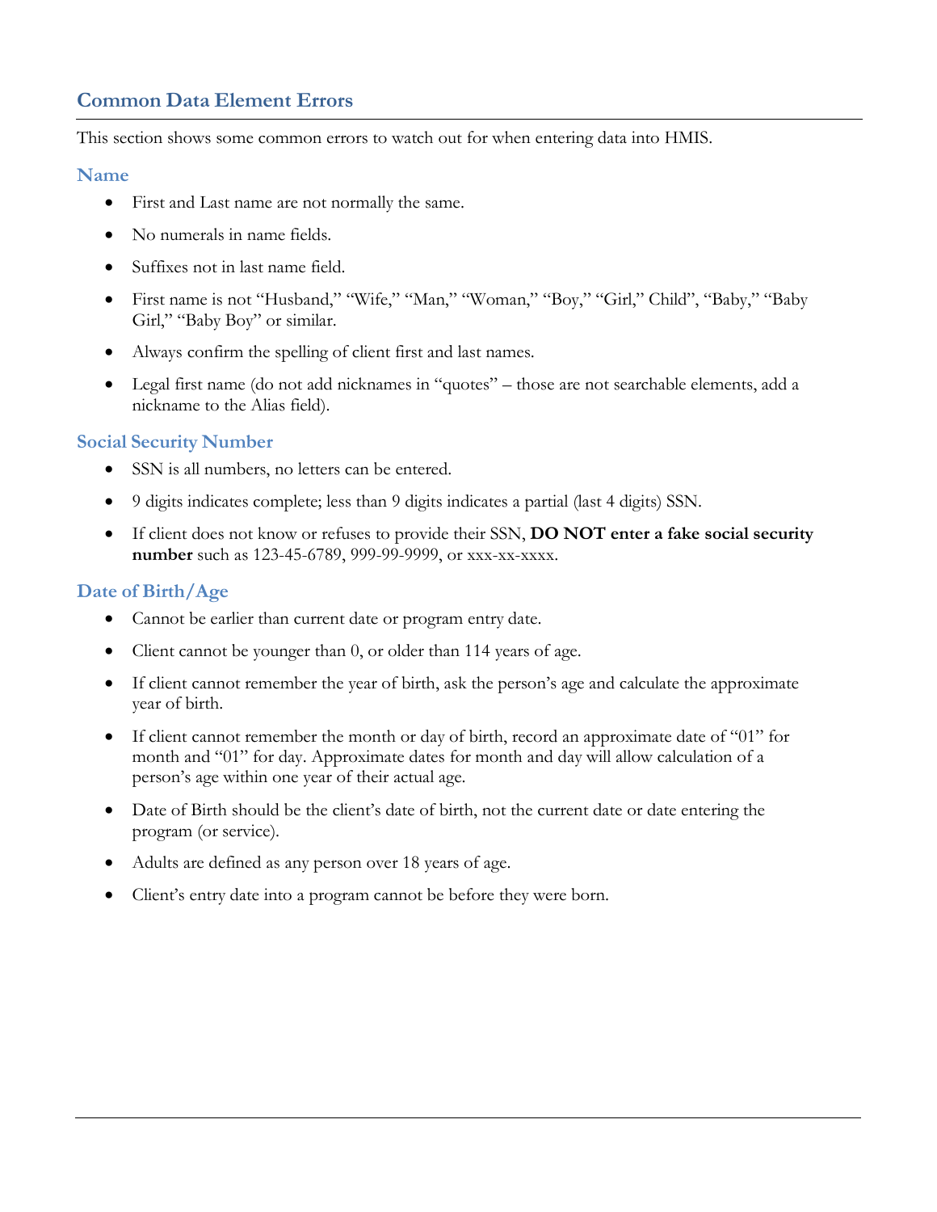## Common Data Element Errors

This section shows some common errors to watch out for when entering data into HMIS.

### Name

- First and Last name are not normally the same.
- No numerals in name fields.
- Suffixes not in last name field.
- First name is not "Husband," "Wife," "Man," "Woman," "Boy," "Girl," Child", "Baby," "Baby Girl," "Baby Boy" or similar.
- Always confirm the spelling of client first and last names.
- Legal first name (do not add nicknames in "quotes" – those are not searchable elements, add a nickname to the Alias field).

### Social Security Number

- SSN is all numbers, no letters can be entered.
- 9 digits indicates complete; less than 9 digits indicates a partial (last 4 digits) SSN.
- If client does not know or refuses to provide their SSN, **DO NOT enter a fake social security number** such as 123-45-6789, 999-99-9999, or xxx-xx-xxxx.

### Date of Birth/Age

- Cannot be earlier than current date or program entry date.
- Client cannot be younger than 0, or older than 114 years of age.
- If client cannot remember the year of birth, ask the person's age and calculate the approximate year of birth.
- If client cannot remember the month or day of birth, record an approximate date of "01" for month and "01" for day. Approximate dates for month and day will allow calculation of a person's age within one year of their actual age.
- Date of Birth should be the client's date of birth, not the current date or date entering the program (or service).
- Adults are defined as any person over 18 years of age.
- Client's entry date into a program cannot be before they were born.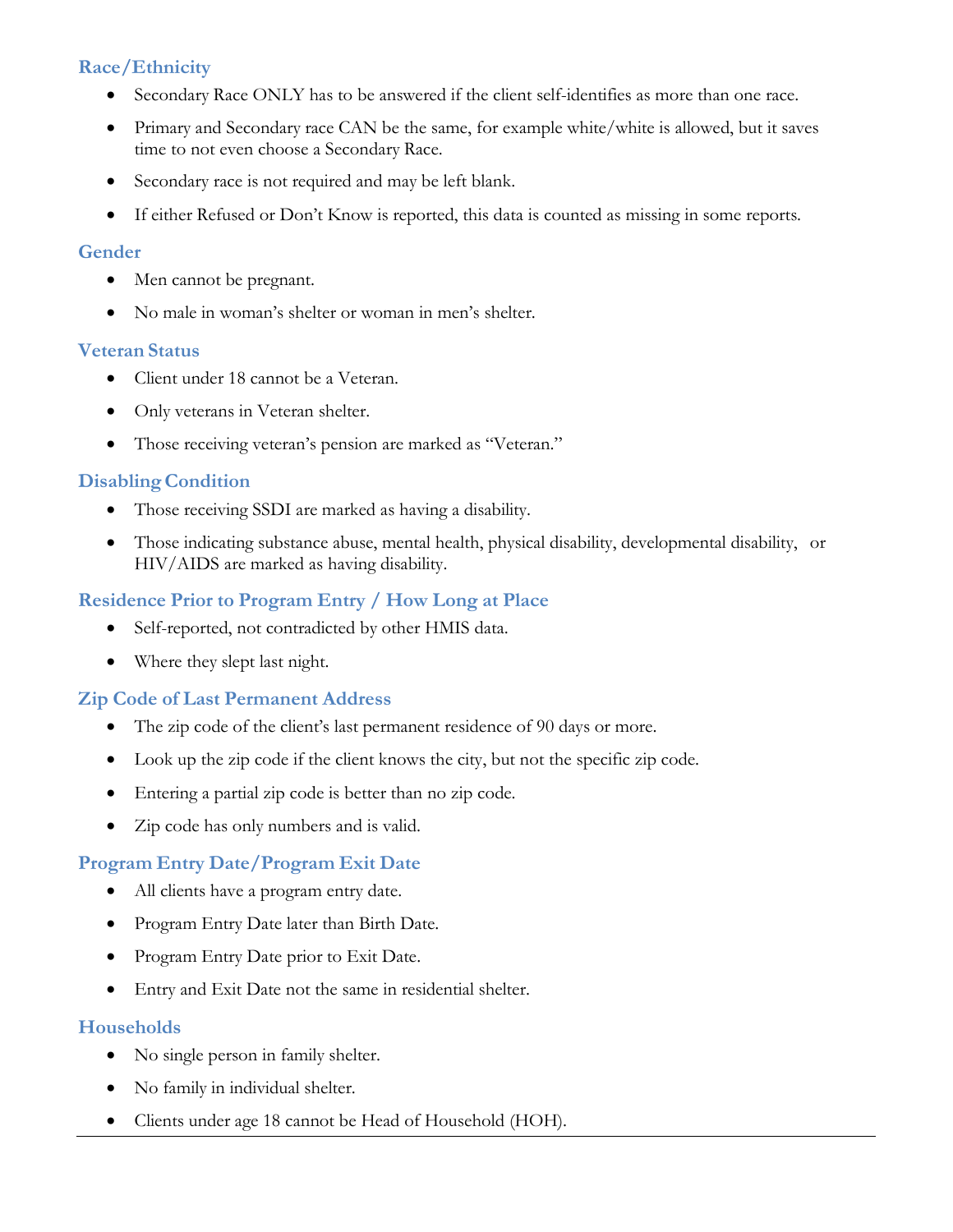### Race/Ethnicity

- Secondary Race ONLY has to be answered if the client self-identifies as more than one race.
- Primary and Secondary race CAN be the same, for example white/white is allowed, but it saves time to not even choose a Secondary Race.
- Secondary race is not required and may be left blank.
- If either Refused or Don't Know is reported, this data is counted as missing in some reports.

### Gender

- Men cannot be pregnant.
- No male in woman's shelter or woman in men's shelter.

### Veteran Status

- Client under 18 cannot be a Veteran.
- Only veterans in Veteran shelter.
- Those receiving veteran's pension are marked as "Veteran."

### Disabling Condition

- Those receiving SSDI are marked as having a disability.
- Those indicating substance abuse, mental health, physical disability, developmental disability, or HIV/AIDS are marked as having disability.

### Residence Prior to Program Entry / How Long at Place

- Self-reported, not contradicted by other HMIS data.
- Where they slept last night.

### Zip Code of Last Permanent Address

- The zip code of the client's last permanent residence of 90 days or more.
- Look up the zip code if the client knows the city, but not the specific zip code.
- Entering a partial zip code is better than no zip code.
- Zip code has only numbers and is valid.

### Program Entry Date/Program Exit Date

- All clients have a program entry date.
- Program Entry Date later than Birth Date.
- Program Entry Date prior to Exit Date.
- Entry and Exit Date not the same in residential shelter.

### Households

- No single person in family shelter.
- No family in individual shelter.
- Clients under age 18 cannot be Head of Household (HOH).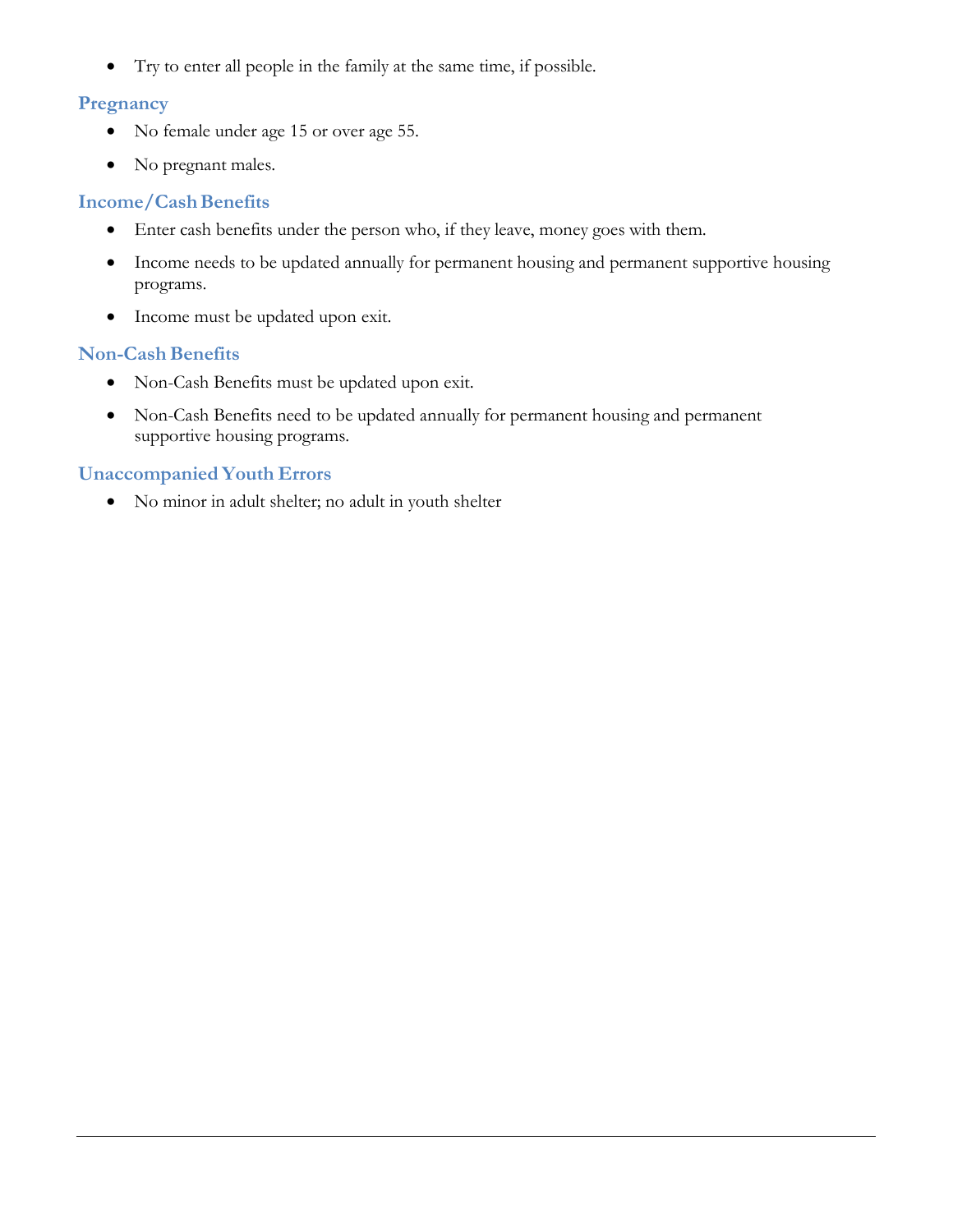- Try to enter all people in the family at the same time, if possible.

### Pregnancy

- No female under age 15 or over age 55.
- No pregnant males.

### Income/Cash Benefits

- Enter cash benefits under the person who, if they leave, money goes with them.
- Income needs to be updated annually for permanent housing and permanent supportive housing programs.
- Income must be updated upon exit.

### Non-Cash Benefits

- Non-Cash Benefits must be updated upon exit.
- Non-Cash Benefits need to be updated annually for permanent housing and permanent supportive housing programs.

### Unaccompanied Youth Errors

- No minor in adult shelter; no adult in youth shelter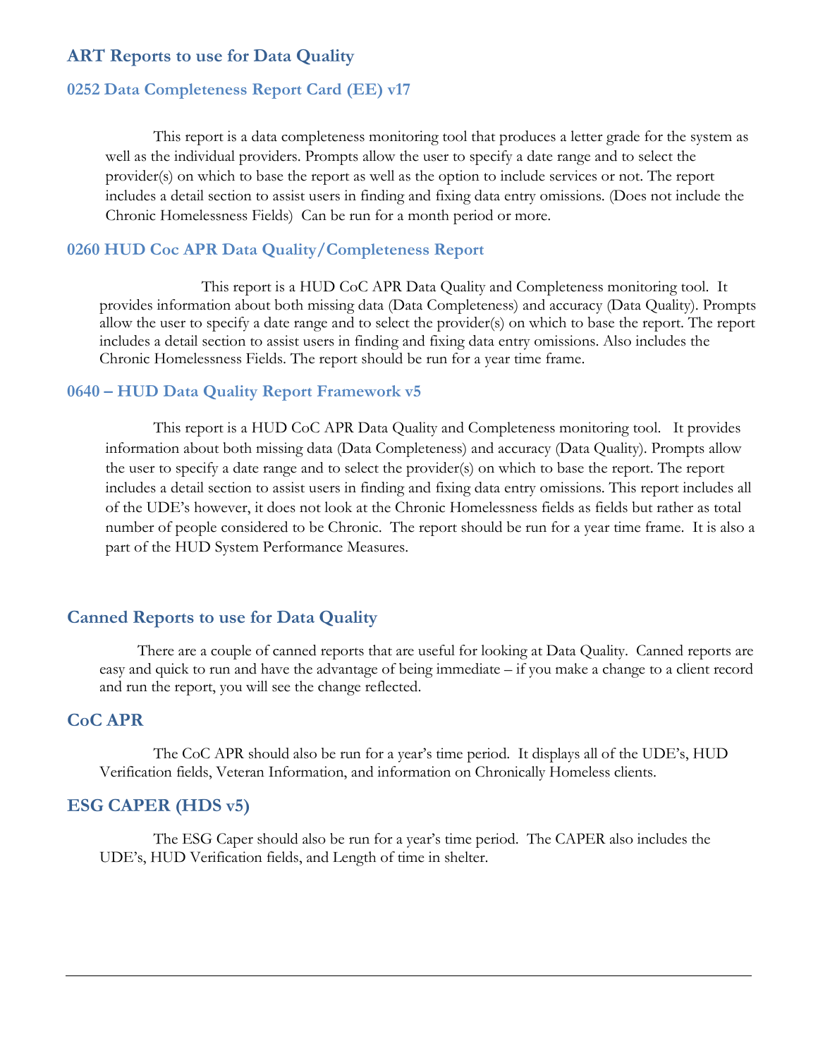## ART Reports to use for Data Quality

### 0252 Data Completeness Report Card (EE) v17

This report is a data completeness monitoring tool that produces a letter grade for the system as well as the individual providers. Prompts allow the user to specify a date range and to select the provider(s) on which to base the report as well as the option to include services or not. The report includes a detail section to assist users in finding and fixing data entry omissions. (Does not include the Chronic Homelessness Fields) Can be run for a month period or more.

### 0260 HUD Coc APR Data Quality/Completeness Report

This report is a HUD CoC APR Data Quality and Completeness monitoring tool. It provides information about both missing data (Data Completeness) and accuracy (Data Quality). Prompts allow the user to specify a date range and to select the provider(s) on which to base the report. The report includes a detail section to assist users in finding and fixing data entry omissions. Also includes the Chronic Homelessness Fields. The report should be run for a year time frame.

### 0640 – HUD Data Quality Report Framework v5

This report is a HUD CoC APR Data Quality and Completeness monitoring tool. It provides information about both missing data (Data Completeness) and accuracy (Data Quality). Prompts allow the user to specify a date range and to select the provider(s) on which to base the report. The report includes a detail section to assist users in finding and fixing data entry omissions. This report includes all of the UDE's however, it does not look at the Chronic Homelessness fields as fields but rather as total number of people considered to be Chronic. The report should be run for a year time frame. It is also a part of the HUD System Performance Measures.

## Canned Reports to use for Data Quality

There are a couple of canned reports that are useful for looking at Data Quality. Canned reports are easy and quick to run and have the advantage of being immediate – if you make a change to a client record and run the report, you will see the change reflected.

## CoC APR

The CoC APR should also be run for a year's time period. It displays all of the UDE's, HUD Verification fields, Veteran Information, and information on Chronically Homeless clients.

## ESG CAPER (HDS v5)

The ESG Caper should also be run for a year's time period. The CAPER also includes the UDE's, HUD Verification fields, and Length of time in shelter.